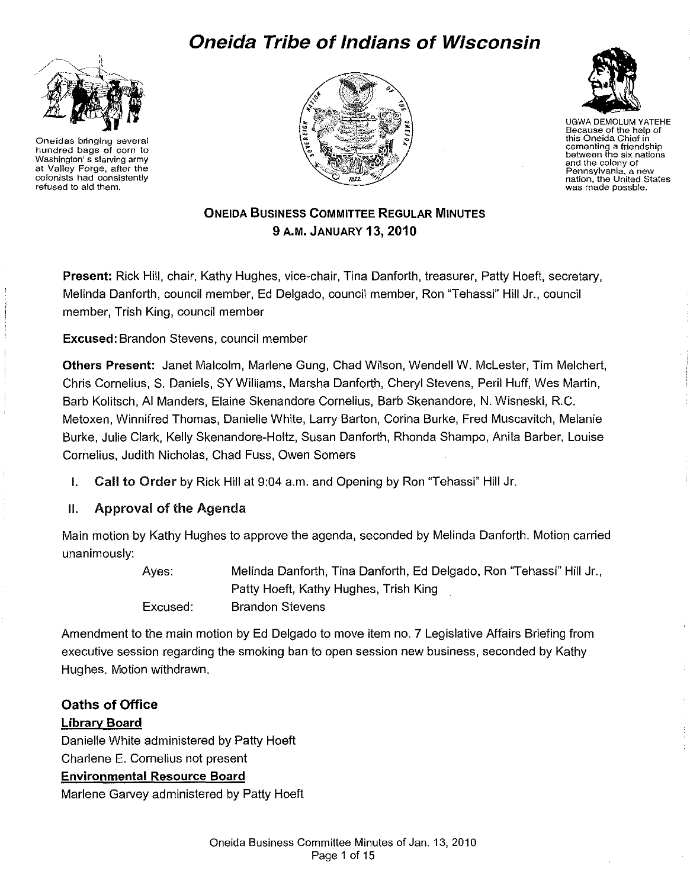# Oneida Tribe of Indians of Wisconsin

Oneidas bringing several hundred bags of corn to Washington's starving army at Valley Forge, after the colonists had consistently refused to aid them.

UGWA DEMOLUM YATEHE
Because of the help of this Oneida Chief in cementing a friendship between the six nations and the colony of Pennsylvania, a new nation, the United States was made possble.

## ONEIDA BUSINESS COMMITTEE REGULAR MINUTES
## 9 A.M. JANUARY 13, 2010

**Present:** Rick Hill, chair, Kathy Hughes, vice-chair, Tina Danforth, treasurer, Patty Hoeft, secretary, Melinda Danforth, council member, Ed Delgado, council member, Ron "Tehassi" Hill Jr., council member, Trish King, council member

**Excused:** Brandon Stevens, council member

**Others Present:** Janet Malcolm, Marlene Gung, Chad Wilson, Wendell W. McLester, Tim Melchert, Chris Cornelius, S. Daniels, SY Williams, Marsha Danforth, Cheryl Stevens, Peril Huff, Wes Martin, Barb Kolitsch, Al Manders, Elaine Skenandore Cornelius, Barb Skenandore, N. Wisneski, R.C. Metoxen, Winnifred Thomas, Danielle White, Larry Barton, Corina Burke, Fred Muscavitch, Melanie Burke, Julie Clark, Kelly Skenandore-Holtz, Susan Danforth, Rhonda Shampo, Anita Barber, Louise Cornelius, Judith Nicholas, Chad Fuss, Owen Somers

I. **Call to Order** by Rick Hill at 9:04 a.m. and Opening by Ron "Tehassi" Hill Jr.

II. **Approval of the Agenda**

Main motion by Kathy Hughes to approve the agenda, seconded by Melinda Danforth. Motion carried unanimously:

Ayes: Melinda Danforth, Tina Danforth, Ed Delgado, Ron "Tehassi" Hill Jr., Patty Hoeft, Kathy Hughes, Trish King
Excused: Brandon Stevens

Amendment to the main motion by Ed Delgado to move item no. 7 Legislative Affairs Briefing from executive session regarding the smoking ban to open session new business, seconded by Kathy Hughes. Motion withdrawn.

### Oaths of Office

**Library Board**

Danielle White administered by Patty Hoeft
Charlene E. Cornelius not present

**Environmental Resource Board**

Marlene Garvey administered by Patty Hoeft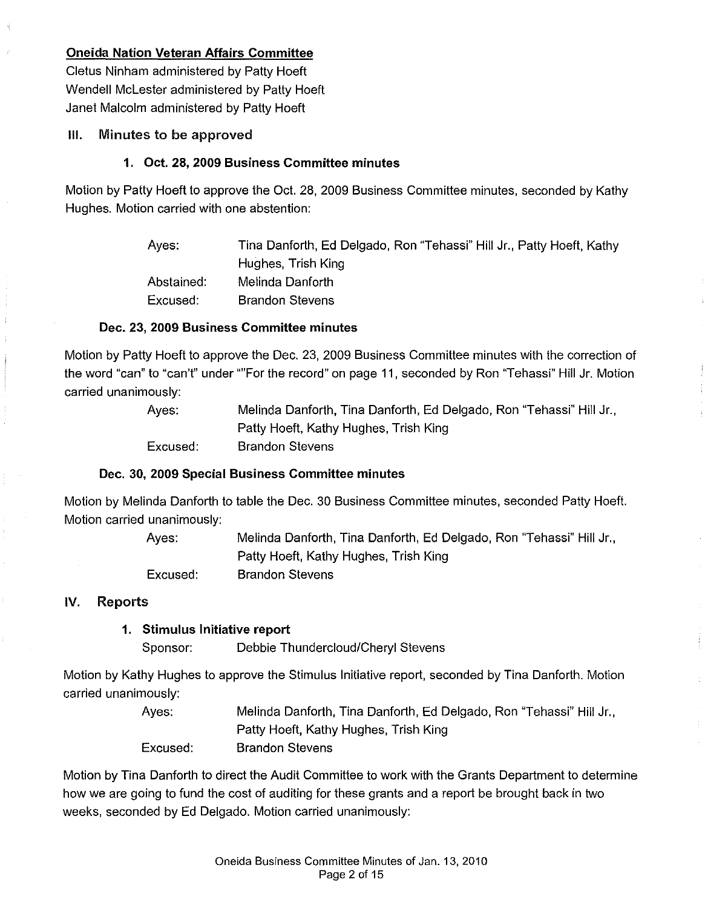**Oneida Nation Veteran Affairs Committee**

Cletus Ninham administered by Patty Hoeft
Wendell McLester administered by Patty Hoeft
Janet Malcolm administered by Patty Hoeft

## III. Minutes to be approved

### 1. Oct. 28, 2009 Business Committee minutes

Motion by Patty Hoeft to approve the Oct. 28, 2009 Business Committee minutes, seconded by Kathy Hughes. Motion carried with one abstention:

| | |
|---|---|
| Ayes: | Tina Danforth, Ed Delgado, Ron "Tehassi" Hill Jr., Patty Hoeft, Kathy Hughes, Trish King |
| Abstained: | Melinda Danforth |
| Excused: | Brandon Stevens |

### Dec. 23, 2009 Business Committee minutes

Motion by Patty Hoeft to approve the Dec. 23, 2009 Business Committee minutes with the correction of the word "can" to "can't" under ""For the record" on page 11, seconded by Ron "Tehassi" Hill Jr. Motion carried unanimously:

| | |
|---|---|
| Ayes: | Melinda Danforth, Tina Danforth, Ed Delgado, Ron "Tehassi" Hill Jr., Patty Hoeft, Kathy Hughes, Trish King |
| Excused: | Brandon Stevens |

### Dec. 30, 2009 Special Business Committee minutes

Motion by Melinda Danforth to table the Dec. 30 Business Committee minutes, seconded Patty Hoeft. Motion carried unanimously:

| | |
|---|---|
| Ayes: | Melinda Danforth, Tina Danforth, Ed Delgado, Ron "Tehassi" Hill Jr., Patty Hoeft, Kathy Hughes, Trish King |
| Excused: | Brandon Stevens |

## IV. Reports

### 1. Stimulus Initiative report

Sponsor: Debbie Thundercloud/Cheryl Stevens

Motion by Kathy Hughes to approve the Stimulus Initiative report, seconded by Tina Danforth. Motion carried unanimously:

| | |
|---|---|
| Ayes: | Melinda Danforth, Tina Danforth, Ed Delgado, Ron "Tehassi" Hill Jr., Patty Hoeft, Kathy Hughes, Trish King |
| Excused: | Brandon Stevens |

Motion by Tina Danforth to direct the Audit Committee to work with the Grants Department to determine how we are going to fund the cost of auditing for these grants and a report be brought back in two weeks, seconded by Ed Delgado. Motion carried unanimously: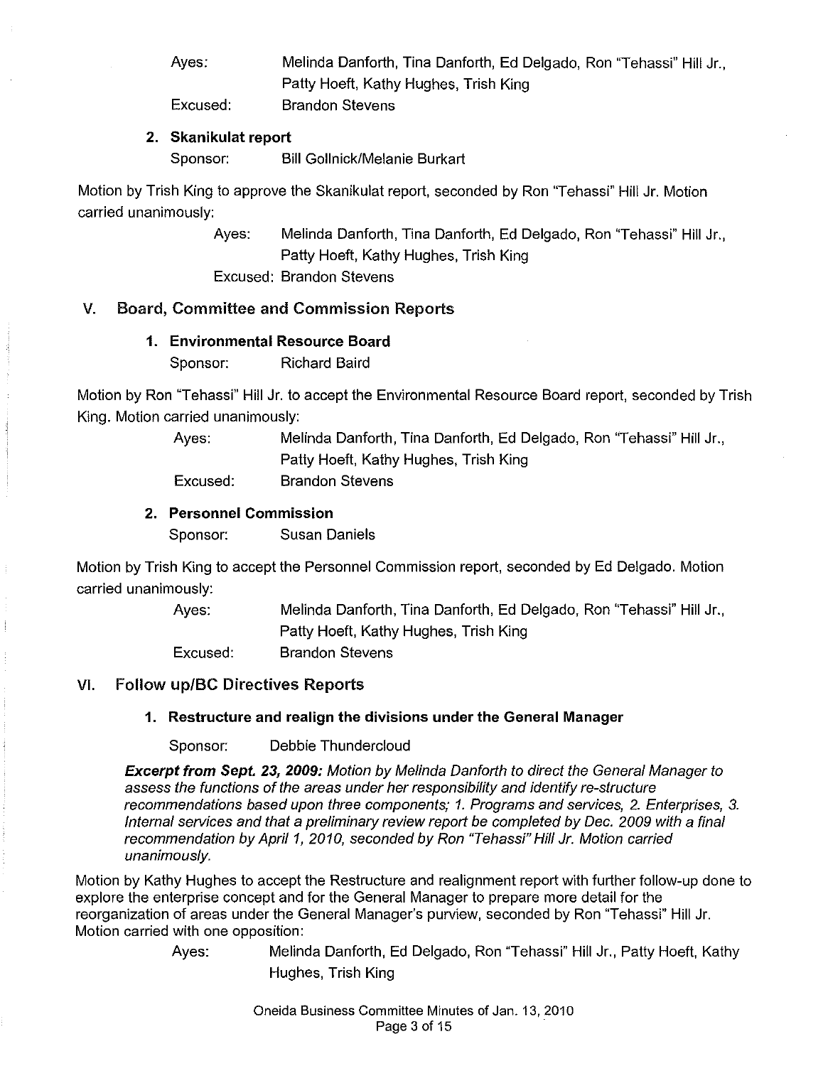Ayes: Melinda Danforth, Tina Danforth, Ed Delgado, Ron "Tehassi" Hill Jr., Patty Hoeft, Kathy Hughes, Trish King

Excused: Brandon Stevens

**2. Skanikulat report**

Sponsor: Bill Gollnick/Melanie Burkart

Motion by Trish King to approve the Skanikulat report, seconded by Ron "Tehassi" Hill Jr. Motion carried unanimously:

Ayes: Melinda Danforth, Tina Danforth, Ed Delgado, Ron "Tehassi" Hill Jr., Patty Hoeft, Kathy Hughes, Trish King

Excused: Brandon Stevens

## V. Board, Committee and Commission Reports

**1. Environmental Resource Board**

Sponsor: Richard Baird

Motion by Ron "Tehassi" Hill Jr. to accept the Environmental Resource Board report, seconded by Trish King. Motion carried unanimously:

Ayes: Melinda Danforth, Tina Danforth, Ed Delgado, Ron "Tehassi" Hill Jr., Patty Hoeft, Kathy Hughes, Trish King

Excused: Brandon Stevens

**2. Personnel Commission**

Sponsor: Susan Daniels

Motion by Trish King to accept the Personnel Commission report, seconded by Ed Delgado. Motion carried unanimously:

Ayes: Melinda Danforth, Tina Danforth, Ed Delgado, Ron "Tehassi" Hill Jr., Patty Hoeft, Kathy Hughes, Trish King

Excused: Brandon Stevens

## VI. Follow up/BC Directives Reports

**1. Restructure and realign the divisions under the General Manager**

Sponsor: Debbie Thundercloud

***Excerpt from Sept. 23, 2009:*** *Motion by Melinda Danforth to direct the General Manager to assess the functions of the areas under her responsibility and identify re-structure recommendations based upon three components; 1. Programs and services, 2. Enterprises, 3. Internal services and that a preliminary review report be completed by Dec. 2009 with a final recommendation by April 1, 2010, seconded by Ron "Tehassi" Hill Jr. Motion carried unanimously.*

Motion by Kathy Hughes to accept the Restructure and realignment report with further follow-up done to explore the enterprise concept and for the General Manager to prepare more detail for the reorganization of areas under the General Manager's purview, seconded by Ron "Tehassi" Hill Jr. Motion carried with one opposition:

Ayes: Melinda Danforth, Ed Delgado, Ron "Tehassi" Hill Jr., Patty Hoeft, Kathy Hughes, Trish King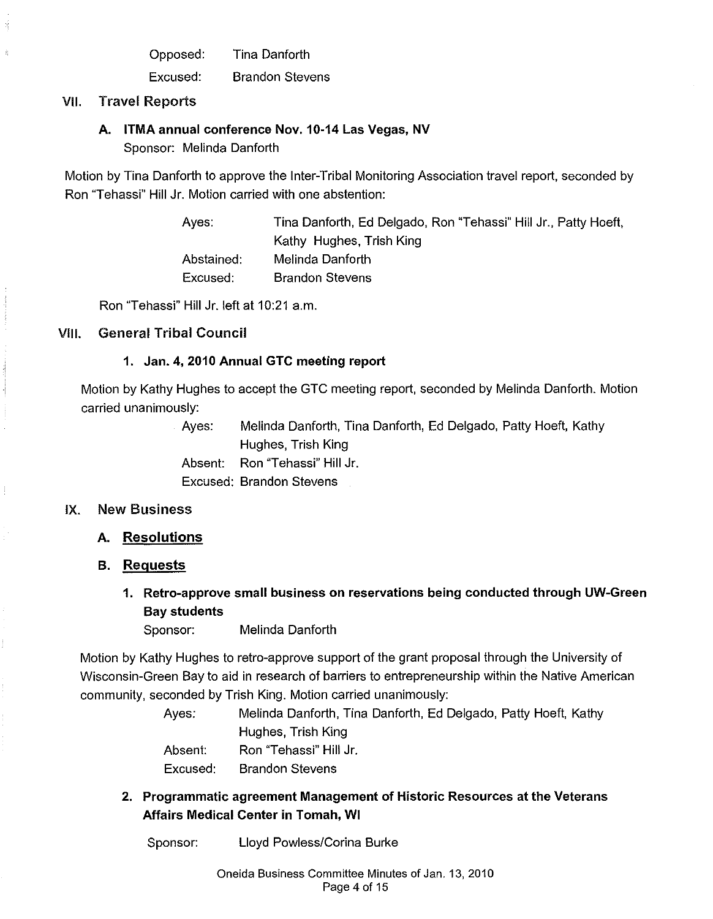| | |
|---|---|
| Opposed: | Tina Danforth |
| Excused: | Brandon Stevens |

## VII. Travel Reports

### A. ITMA annual conference Nov. 10-14 Las Vegas, NV

Sponsor: Melinda Danforth

Motion by Tina Danforth to approve the Inter-Tribal Monitoring Association travel report, seconded by Ron "Tehassi" Hill Jr. Motion carried with one abstention:

| | |
|---|---|
| Ayes: | Tina Danforth, Ed Delgado, Ron "Tehassi" Hill Jr., Patty Hoeft, Kathy Hughes, Trish King |
| Abstained: | Melinda Danforth |
| Excused: | Brandon Stevens |

Ron "Tehassi" Hill Jr. left at 10:21 a.m.

## VIII. General Tribal Council

### 1. Jan. 4, 2010 Annual GTC meeting report

Motion by Kathy Hughes to accept the GTC meeting report, seconded by Melinda Danforth. Motion carried unanimously:

| | |
|---|---|
| Ayes: | Melinda Danforth, Tina Danforth, Ed Delgado, Patty Hoeft, Kathy Hughes, Trish King |
| Absent: | Ron "Tehassi" Hill Jr. |
| Excused: | Brandon Stevens |

## IX. New Business

### A. Resolutions

### B. Requests

#### 1. Retro-approve small business on reservations being conducted through UW-Green Bay students

Sponsor: Melinda Danforth

Motion by Kathy Hughes to retro-approve support of the grant proposal through the University of Wisconsin-Green Bay to aid in research of barriers to entrepreneurship within the Native American community, seconded by Trish King. Motion carried unanimously:

| | |
|---|---|
| Ayes: | Melinda Danforth, Tina Danforth, Ed Delgado, Patty Hoeft, Kathy Hughes, Trish King |
| Absent: | Ron "Tehassi" Hill Jr. |
| Excused: | Brandon Stevens |

#### 2. Programmatic agreement Management of Historic Resources at the Veterans Affairs Medical Center in Tomah, WI

Sponsor: Lloyd Powless/Corina Burke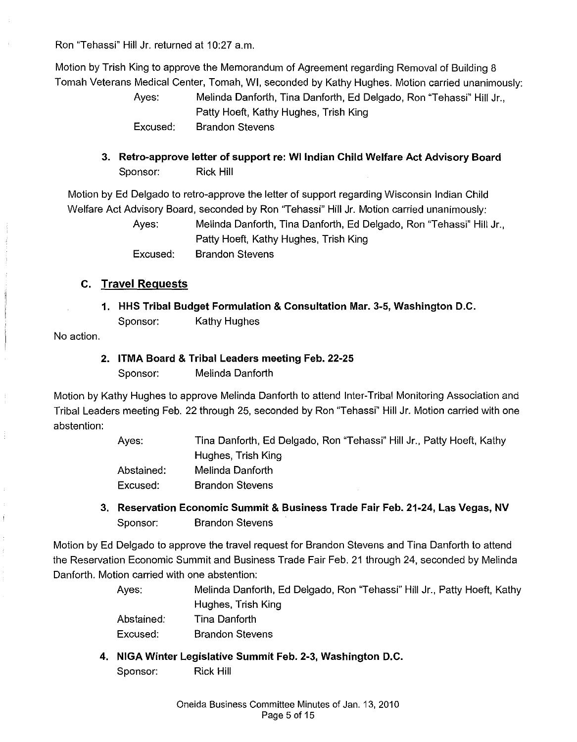Ron "Tehassi" Hill Jr. returned at 10:27 a.m.

Motion by Trish King to approve the Memorandum of Agreement regarding Removal of Building 8 Tomah Veterans Medical Center, Tomah, WI, seconded by Kathy Hughes. Motion carried unanimously:

| | |
|---|---|
| Ayes: | Melinda Danforth, Tina Danforth, Ed Delgado, Ron "Tehassi" Hill Jr., Patty Hoeft, Kathy Hughes, Trish King |
| Excused: | Brandon Stevens |

**3. Retro-approve letter of support re: WI Indian Child Welfare Act Advisory Board**
Sponsor: Rick Hill

Motion by Ed Delgado to retro-approve the letter of support regarding Wisconsin Indian Child Welfare Act Advisory Board, seconded by Ron "Tehassi" Hill Jr. Motion carried unanimously:

| | |
|---|---|
| Ayes: | Melinda Danforth, Tina Danforth, Ed Delgado, Ron "Tehassi" Hill Jr., Patty Hoeft, Kathy Hughes, Trish King |
| Excused: | Brandon Stevens |

## C. Travel Requests

**1. HHS Tribal Budget Formulation & Consultation Mar. 3-5, Washington D.C.**
Sponsor: Kathy Hughes

No action.

**2. ITMA Board & Tribal Leaders meeting Feb. 22-25**
Sponsor: Melinda Danforth

Motion by Kathy Hughes to approve Melinda Danforth to attend Inter-Tribal Monitoring Association and Tribal Leaders meeting Feb. 22 through 25, seconded by Ron "Tehassi" Hill Jr. Motion carried with one abstention:

| | |
|---|---|
| Ayes: | Tina Danforth, Ed Delgado, Ron "Tehassi" Hill Jr., Patty Hoeft, Kathy Hughes, Trish King |
| Abstained: | Melinda Danforth |
| Excused: | Brandon Stevens |

**3. Reservation Economic Summit & Business Trade Fair Feb. 21-24, Las Vegas, NV**
Sponsor: Brandon Stevens

Motion by Ed Delgado to approve the travel request for Brandon Stevens and Tina Danforth to attend the Reservation Economic Summit and Business Trade Fair Feb. 21 through 24, seconded by Melinda Danforth. Motion carried with one abstention:

| | |
|---|---|
| Ayes: | Melinda Danforth, Ed Delgado, Ron "Tehassi" Hill Jr., Patty Hoeft, Kathy Hughes, Trish King |
| Abstained: | Tina Danforth |
| Excused: | Brandon Stevens |

**4. NIGA Winter Legislative Summit Feb. 2-3, Washington D.C.**
Sponsor: Rick Hill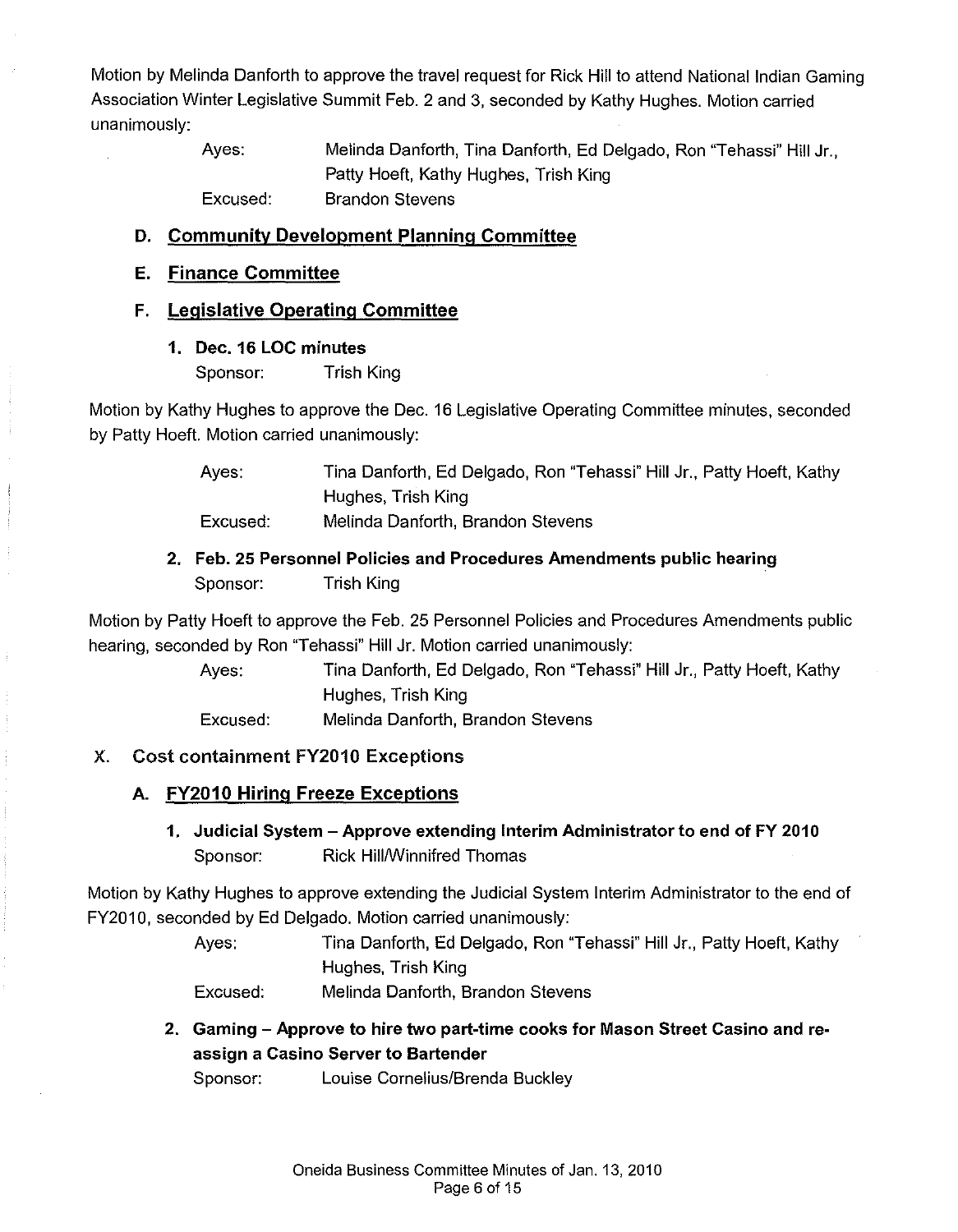Motion by Melinda Danforth to approve the travel request for Rick Hill to attend National Indian Gaming Association Winter Legislative Summit Feb. 2 and 3, seconded by Kathy Hughes. Motion carried unanimously:

| | |
|---|---|
| Ayes: | Melinda Danforth, Tina Danforth, Ed Delgado, Ron "Tehassi" Hill Jr., Patty Hoeft, Kathy Hughes, Trish King |
| Excused: | Brandon Stevens |

### D. Community Development Planning Committee

### E. Finance Committee

### F. Legislative Operating Committee

**1. Dec. 16 LOC minutes**

Sponsor: Trish King

Motion by Kathy Hughes to approve the Dec. 16 Legislative Operating Committee minutes, seconded by Patty Hoeft. Motion carried unanimously:

| | |
|---|---|
| Ayes: | Tina Danforth, Ed Delgado, Ron "Tehassi" Hill Jr., Patty Hoeft, Kathy Hughes, Trish King |
| Excused: | Melinda Danforth, Brandon Stevens |

**2. Feb. 25 Personnel Policies and Procedures Amendments public hearing**

Sponsor: Trish King

Motion by Patty Hoeft to approve the Feb. 25 Personnel Policies and Procedures Amendments public hearing, seconded by Ron "Tehassi" Hill Jr. Motion carried unanimously:

| | |
|---|---|
| Ayes: | Tina Danforth, Ed Delgado, Ron "Tehassi" Hill Jr., Patty Hoeft, Kathy Hughes, Trish King |
| Excused: | Melinda Danforth, Brandon Stevens |

## X. Cost containment FY2010 Exceptions

### A. FY2010 Hiring Freeze Exceptions

**1. Judicial System – Approve extending Interim Administrator to end of FY 2010**

Sponsor: Rick Hill/Winnifred Thomas

Motion by Kathy Hughes to approve extending the Judicial System Interim Administrator to the end of FY2010, seconded by Ed Delgado. Motion carried unanimously:

| | |
|---|---|
| Ayes: | Tina Danforth, Ed Delgado, Ron "Tehassi" Hill Jr., Patty Hoeft, Kathy Hughes, Trish King |
| Excused: | Melinda Danforth, Brandon Stevens |

**2. Gaming – Approve to hire two part-time cooks for Mason Street Casino and re-assign a Casino Server to Bartender**

Sponsor: Louise Cornelius/Brenda Buckley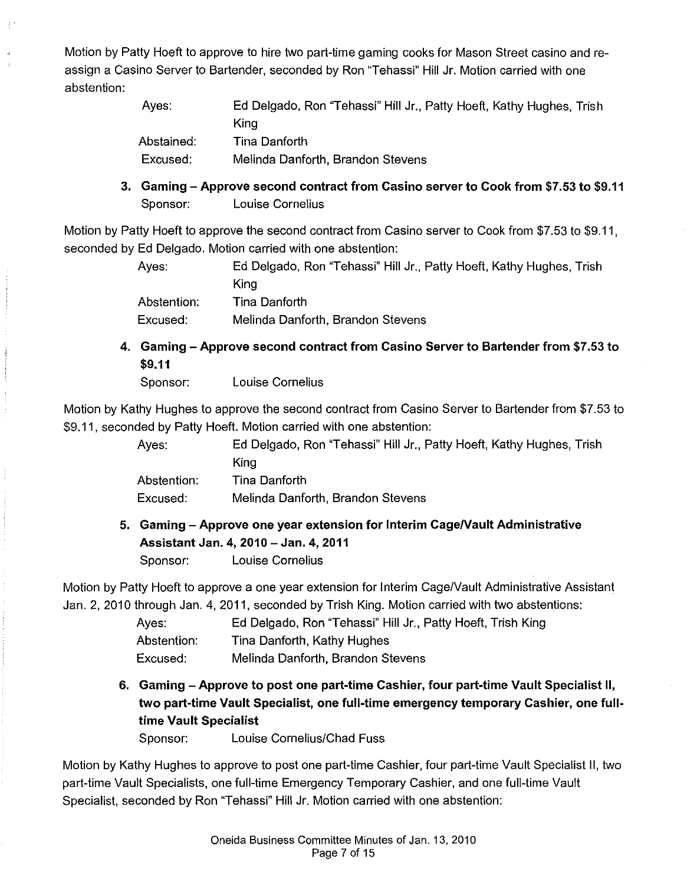Motion by Patty Hoeft to approve to hire two part-time gaming cooks for Mason Street casino and re-assign a Casino Server to Bartender, seconded by Ron "Tehassi" Hill Jr. Motion carried with one abstention:

| | |
|---|---|
| Ayes: | Ed Delgado, Ron "Tehassi" Hill Jr., Patty Hoeft, Kathy Hughes, Trish King |
| Abstained: | Tina Danforth |
| Excused: | Melinda Danforth, Brandon Stevens |

**3. Gaming – Approve second contract from Casino server to Cook from $7.53 to $9.11**

Sponsor: Louise Cornelius

Motion by Patty Hoeft to approve the second contract from Casino server to Cook from $7.53 to $9.11, seconded by Ed Delgado. Motion carried with one abstention:

| | |
|---|---|
| Ayes: | Ed Delgado, Ron "Tehassi" Hill Jr., Patty Hoeft, Kathy Hughes, Trish King |
| Abstention: | Tina Danforth |
| Excused: | Melinda Danforth, Brandon Stevens |

**4. Gaming – Approve second contract from Casino Server to Bartender from $7.53 to $9.11**

Sponsor: Louise Cornelius

Motion by Kathy Hughes to approve the second contract from Casino Server to Bartender from $7.53 to $9.11, seconded by Patty Hoeft. Motion carried with one abstention:

| | |
|---|---|
| Ayes: | Ed Delgado, Ron "Tehassi" Hill Jr., Patty Hoeft, Kathy Hughes, Trish King |
| Abstention: | Tina Danforth |
| Excused: | Melinda Danforth, Brandon Stevens |

**5. Gaming – Approve one year extension for Interim Cage/Vault Administrative Assistant Jan. 4, 2010 – Jan. 4, 2011**

Sponsor: Louise Cornelius

Motion by Patty Hoeft to approve a one year extension for Interim Cage/Vault Administrative Assistant Jan. 2, 2010 through Jan. 4, 2011, seconded by Trish King. Motion carried with two abstentions:

| | |
|---|---|
| Ayes: | Ed Delgado, Ron "Tehassi" Hill Jr., Patty Hoeft, Trish King |
| Abstention: | Tina Danforth, Kathy Hughes |
| Excused: | Melinda Danforth, Brandon Stevens |

**6. Gaming – Approve to post one part-time Cashier, four part-time Vault Specialist II, two part-time Vault Specialist, one full-time emergency temporary Cashier, one full-time Vault Specialist**

Sponsor: Louise Cornelius/Chad Fuss

Motion by Kathy Hughes to approve to post one part-time Cashier, four part-time Vault Specialist II, two part-time Vault Specialists, one full-time Emergency Temporary Cashier, and one full-time Vault Specialist, seconded by Ron "Tehassi" Hill Jr. Motion carried with one abstention: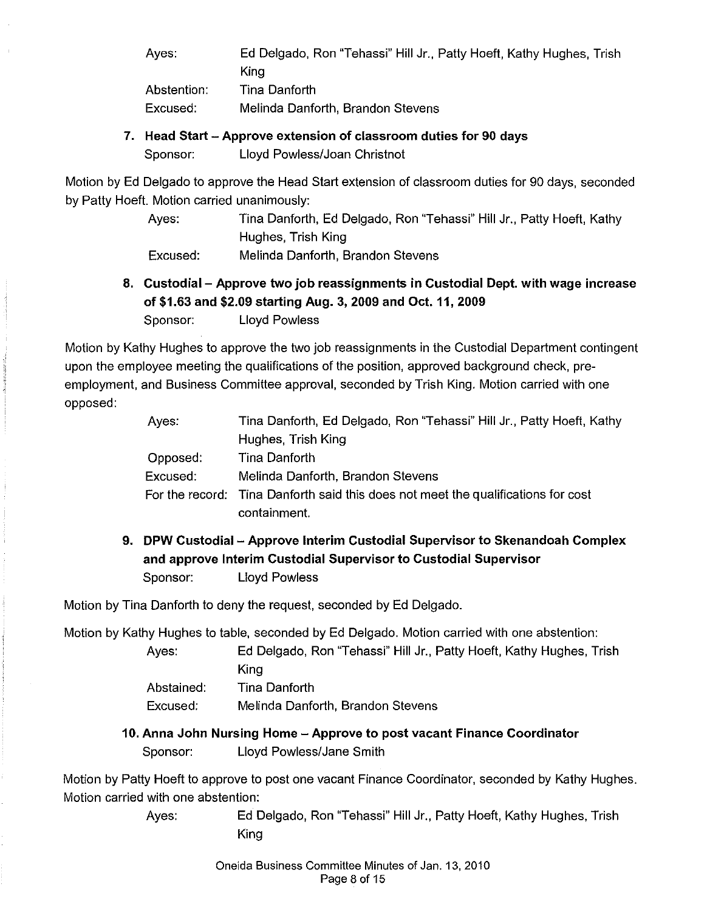| | |
|---|---|
| Ayes: | Ed Delgado, Ron "Tehassi" Hill Jr., Patty Hoeft, Kathy Hughes, Trish King |
| Abstention: | Tina Danforth |
| Excused: | Melinda Danforth, Brandon Stevens |

**7. Head Start – Approve extension of classroom duties for 90 days**

Sponsor: Lloyd Powless/Joan Christnot

Motion by Ed Delgado to approve the Head Start extension of classroom duties for 90 days, seconded by Patty Hoeft. Motion carried unanimously:

| | |
|---|---|
| Ayes: | Tina Danforth, Ed Delgado, Ron "Tehassi" Hill Jr., Patty Hoeft, Kathy Hughes, Trish King |
| Excused: | Melinda Danforth, Brandon Stevens |

**8. Custodial – Approve two job reassignments in Custodial Dept. with wage increase of $1.63 and $2.09 starting Aug. 3, 2009 and Oct. 11, 2009**

Sponsor: Lloyd Powless

Motion by Kathy Hughes to approve the two job reassignments in the Custodial Department contingent upon the employee meeting the qualifications of the position, approved background check, pre-employment, and Business Committee approval, seconded by Trish King. Motion carried with one opposed:

| | |
|---|---|
| Ayes: | Tina Danforth, Ed Delgado, Ron "Tehassi" Hill Jr., Patty Hoeft, Kathy Hughes, Trish King |
| Opposed: | Tina Danforth |
| Excused: | Melinda Danforth, Brandon Stevens |
| For the record: | Tina Danforth said this does not meet the qualifications for cost containment. |

**9. DPW Custodial – Approve Interim Custodial Supervisor to Skenandoah Complex and approve Interim Custodial Supervisor to Custodial Supervisor**

Sponsor: Lloyd Powless

Motion by Tina Danforth to deny the request, seconded by Ed Delgado.

Motion by Kathy Hughes to table, seconded by Ed Delgado. Motion carried with one abstention:

| | |
|---|---|
| Ayes: | Ed Delgado, Ron "Tehassi" Hill Jr., Patty Hoeft, Kathy Hughes, Trish King |
| Abstained: | Tina Danforth |
| Excused: | Melinda Danforth, Brandon Stevens |

**10. Anna John Nursing Home – Approve to post vacant Finance Coordinator**

Sponsor: Lloyd Powless/Jane Smith

Motion by Patty Hoeft to approve to post one vacant Finance Coordinator, seconded by Kathy Hughes. Motion carried with one abstention:

| | |
|---|---|
| Ayes: | Ed Delgado, Ron "Tehassi" Hill Jr., Patty Hoeft, Kathy Hughes, Trish King |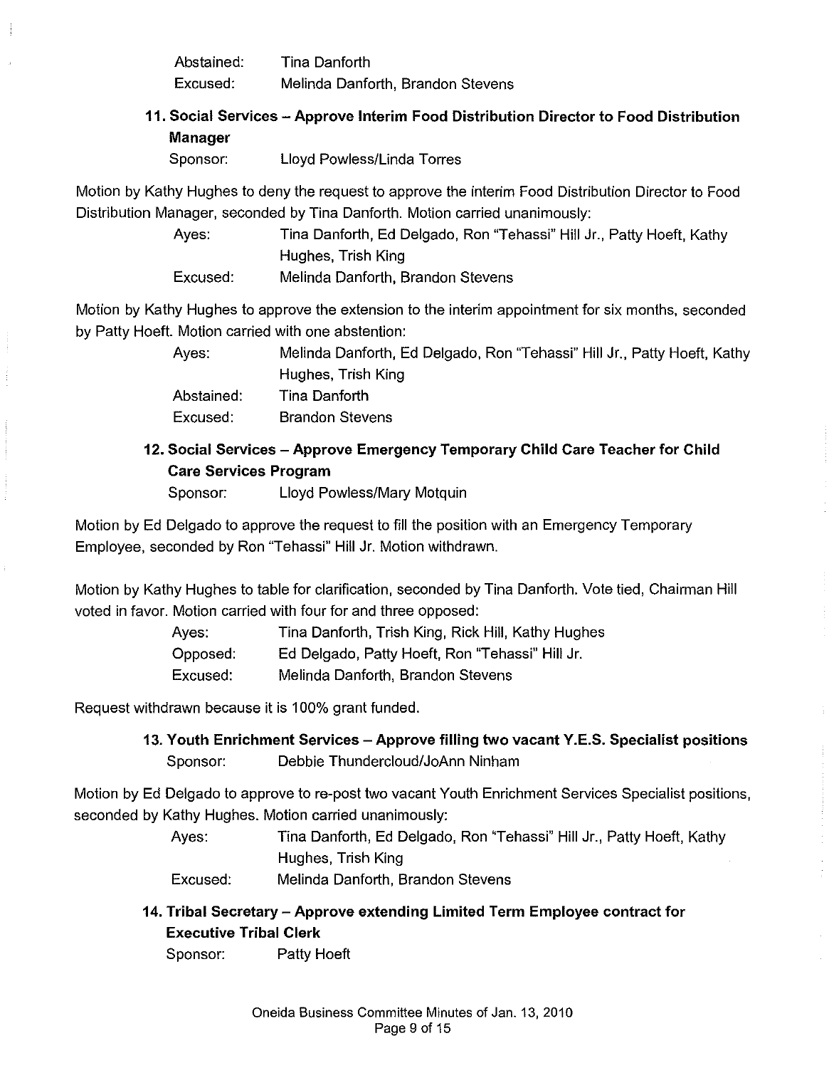| | |
|---|---|
| Abstained: | Tina Danforth |
| Excused: | Melinda Danforth, Brandon Stevens |

### 11. Social Services – Approve Interim Food Distribution Director to Food Distribution Manager

Sponsor: Lloyd Powless/Linda Torres

Motion by Kathy Hughes to deny the request to approve the interim Food Distribution Director to Food Distribution Manager, seconded by Tina Danforth. Motion carried unanimously:

| | |
|---|---|
| Ayes: | Tina Danforth, Ed Delgado, Ron "Tehassi" Hill Jr., Patty Hoeft, Kathy Hughes, Trish King |
| Excused: | Melinda Danforth, Brandon Stevens |

Motion by Kathy Hughes to approve the extension to the interim appointment for six months, seconded by Patty Hoeft. Motion carried with one abstention:

| | |
|---|---|
| Ayes: | Melinda Danforth, Ed Delgado, Ron "Tehassi" Hill Jr., Patty Hoeft, Kathy Hughes, Trish King |
| Abstained: | Tina Danforth |
| Excused: | Brandon Stevens |

### 12. Social Services – Approve Emergency Temporary Child Care Teacher for Child Care Services Program

Sponsor: Lloyd Powless/Mary Motquin

Motion by Ed Delgado to approve the request to fill the position with an Emergency Temporary Employee, seconded by Ron "Tehassi" Hill Jr. Motion withdrawn.

Motion by Kathy Hughes to table for clarification, seconded by Tina Danforth. Vote tied, Chairman Hill voted in favor. Motion carried with four for and three opposed:

| | |
|---|---|
| Ayes: | Tina Danforth, Trish King, Rick Hill, Kathy Hughes |
| Opposed: | Ed Delgado, Patty Hoeft, Ron "Tehassi" Hill Jr. |
| Excused: | Melinda Danforth, Brandon Stevens |

Request withdrawn because it is 100% grant funded.

### 13. Youth Enrichment Services – Approve filling two vacant Y.E.S. Specialist positions

Sponsor: Debbie Thundercloud/JoAnn Ninham

Motion by Ed Delgado to approve to re-post two vacant Youth Enrichment Services Specialist positions, seconded by Kathy Hughes. Motion carried unanimously:

| | |
|---|---|
| Ayes: | Tina Danforth, Ed Delgado, Ron "Tehassi" Hill Jr., Patty Hoeft, Kathy Hughes, Trish King |
| Excused: | Melinda Danforth, Brandon Stevens |

### 14. Tribal Secretary – Approve extending Limited Term Employee contract for Executive Tribal Clerk

Sponsor: Patty Hoeft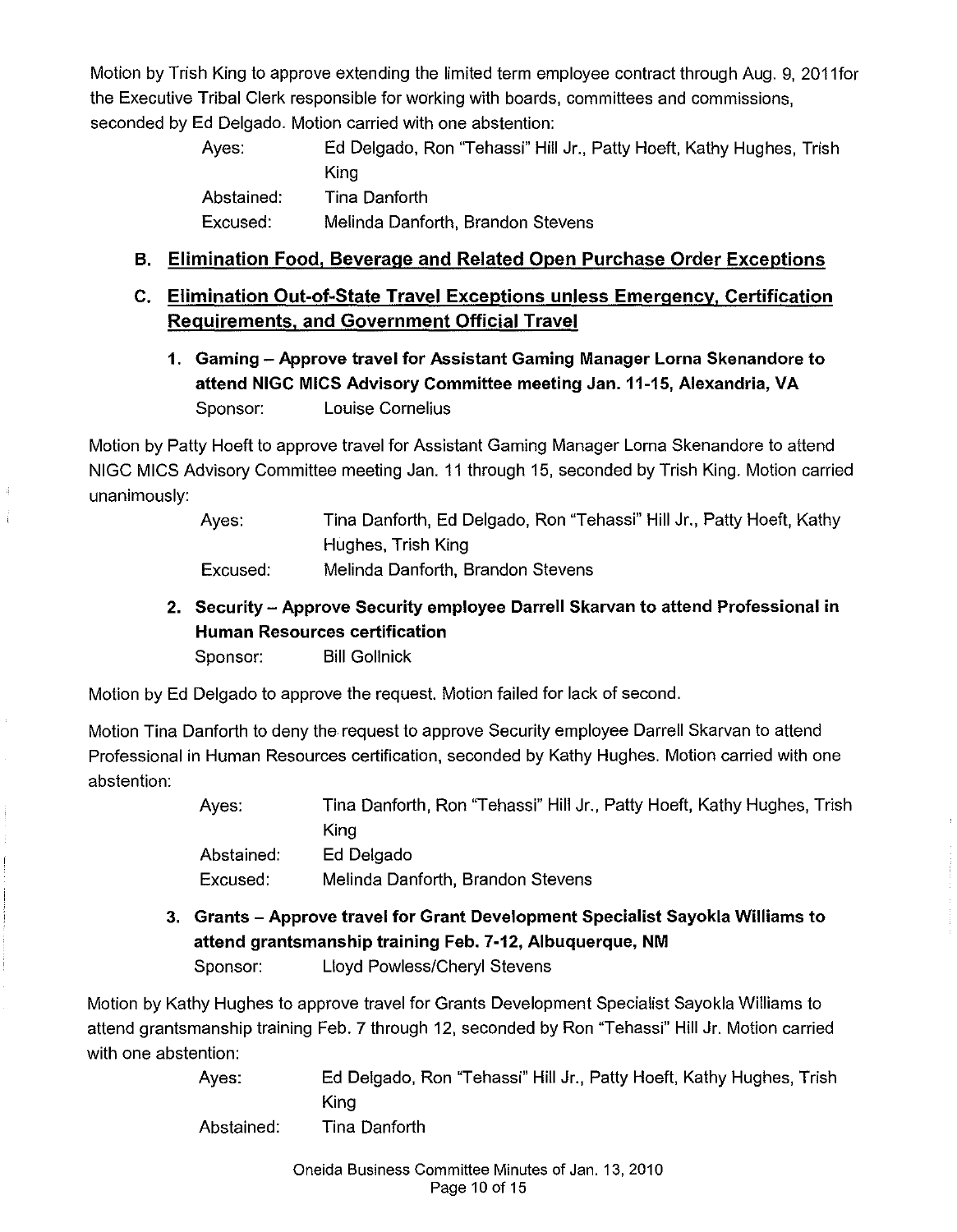Motion by Trish King to approve extending the limited term employee contract through Aug. 9, 2011for the Executive Tribal Clerk responsible for working with boards, committees and commissions, seconded by Ed Delgado. Motion carried with one abstention:

| | |
|---|---|
| Ayes: | Ed Delgado, Ron "Tehassi" Hill Jr., Patty Hoeft, Kathy Hughes, Trish King |
| Abstained: | Tina Danforth |
| Excused: | Melinda Danforth, Brandon Stevens |

## B. Elimination Food, Beverage and Related Open Purchase Order Exceptions

## C. Elimination Out-of-State Travel Exceptions unless Emergency, Certification Requirements, and Government Official Travel

### 1. Gaming – Approve travel for Assistant Gaming Manager Lorna Skenandore to attend NIGC MICS Advisory Committee meeting Jan. 11-15, Alexandria, VA

Sponsor: Louise Cornelius

Motion by Patty Hoeft to approve travel for Assistant Gaming Manager Lorna Skenandore to attend NIGC MICS Advisory Committee meeting Jan. 11 through 15, seconded by Trish King. Motion carried unanimously:

| | |
|---|---|
| Ayes: | Tina Danforth, Ed Delgado, Ron "Tehassi" Hill Jr., Patty Hoeft, Kathy Hughes, Trish King |
| Excused: | Melinda Danforth, Brandon Stevens |

### 2. Security – Approve Security employee Darrell Skarvan to attend Professional in Human Resources certification

Sponsor: Bill Gollnick

Motion by Ed Delgado to approve the request. Motion failed for lack of second.

Motion Tina Danforth to deny the request to approve Security employee Darrell Skarvan to attend Professional in Human Resources certification, seconded by Kathy Hughes. Motion carried with one abstention:

| | |
|---|---|
| Ayes: | Tina Danforth, Ron "Tehassi" Hill Jr., Patty Hoeft, Kathy Hughes, Trish King |
| Abstained: | Ed Delgado |
| Excused: | Melinda Danforth, Brandon Stevens |

### 3. Grants – Approve travel for Grant Development Specialist Sayokla Williams to attend grantsmanship training Feb. 7-12, Albuquerque, NM

Sponsor: Lloyd Powless/Cheryl Stevens

Motion by Kathy Hughes to approve travel for Grants Development Specialist Sayokla Williams to attend grantsmanship training Feb. 7 through 12, seconded by Ron "Tehassi" Hill Jr. Motion carried with one abstention:

| | |
|---|---|
| Ayes: | Ed Delgado, Ron "Tehassi" Hill Jr., Patty Hoeft, Kathy Hughes, Trish King |
| Abstained: | Tina Danforth |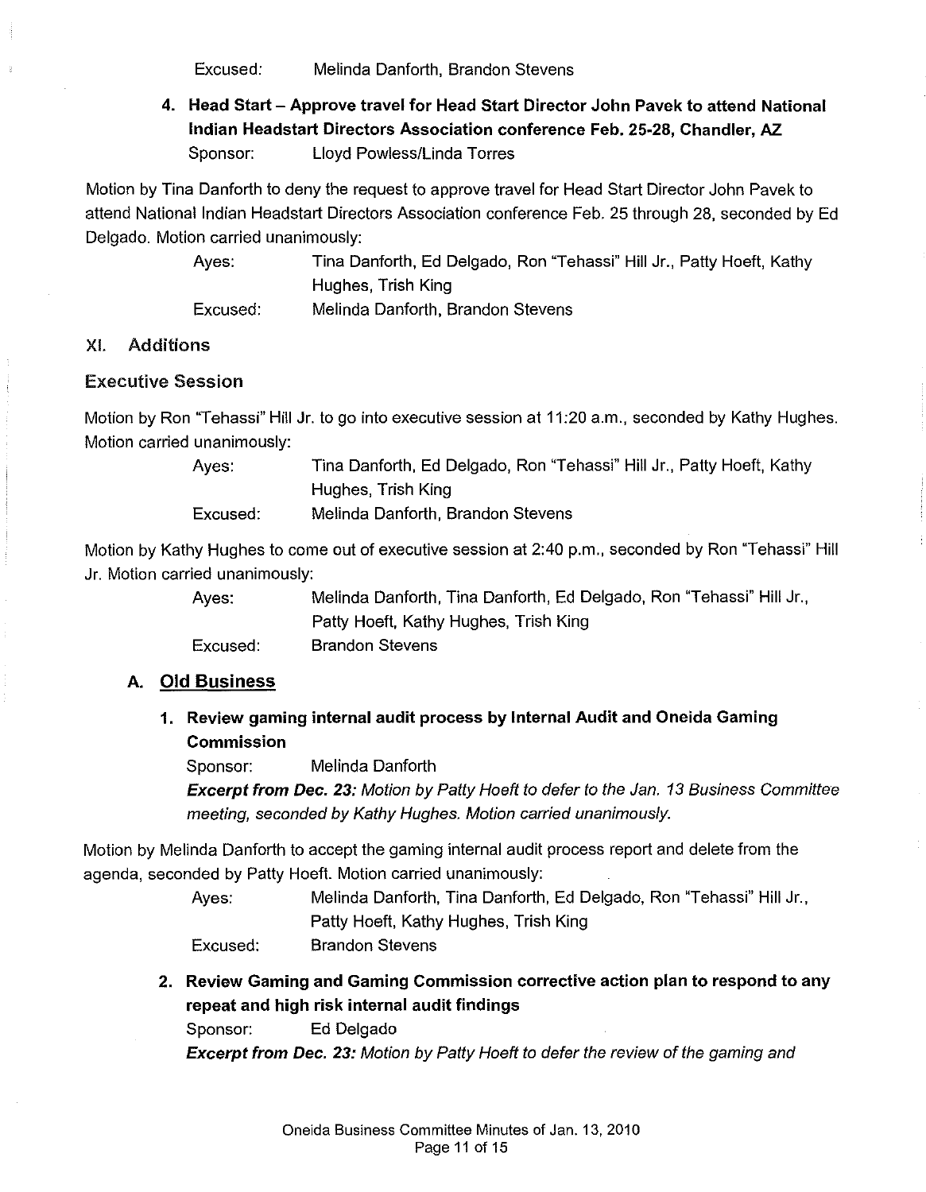Excused: Melinda Danforth, Brandon Stevens

**4. Head Start – Approve travel for Head Start Director John Pavek to attend National Indian Headstart Directors Association conference Feb. 25-28, Chandler, AZ**

Sponsor: Lloyd Powless/Linda Torres

Motion by Tina Danforth to deny the request to approve travel for Head Start Director John Pavek to attend National Indian Headstart Directors Association conference Feb. 25 through 28, seconded by Ed Delgado. Motion carried unanimously:

Ayes: Tina Danforth, Ed Delgado, Ron "Tehassi" Hill Jr., Patty Hoeft, Kathy Hughes, Trish King

Excused: Melinda Danforth, Brandon Stevens

## XI. Additions

### Executive Session

Motion by Ron "Tehassi" Hill Jr. to go into executive session at 11:20 a.m., seconded by Kathy Hughes. Motion carried unanimously:

Ayes: Tina Danforth, Ed Delgado, Ron "Tehassi" Hill Jr., Patty Hoeft, Kathy Hughes, Trish King

Excused: Melinda Danforth, Brandon Stevens

Motion by Kathy Hughes to come out of executive session at 2:40 p.m., seconded by Ron "Tehassi" Hill Jr. Motion carried unanimously:

Ayes: Melinda Danforth, Tina Danforth, Ed Delgado, Ron "Tehassi" Hill Jr., Patty Hoeft, Kathy Hughes, Trish King

Excused: Brandon Stevens

### A. Old Business

**1. Review gaming internal audit process by Internal Audit and Oneida Gaming Commission**

Sponsor: Melinda Danforth

***Excerpt from Dec. 23:*** *Motion by Patty Hoeft to defer to the Jan. 13 Business Committee meeting, seconded by Kathy Hughes. Motion carried unanimously.*

Motion by Melinda Danforth to accept the gaming internal audit process report and delete from the agenda, seconded by Patty Hoeft. Motion carried unanimously:

Ayes: Melinda Danforth, Tina Danforth, Ed Delgado, Ron "Tehassi" Hill Jr., Patty Hoeft, Kathy Hughes, Trish King

Excused: Brandon Stevens

**2. Review Gaming and Gaming Commission corrective action plan to respond to any repeat and high risk internal audit findings**

Sponsor: Ed Delgado

***Excerpt from Dec. 23:*** *Motion by Patty Hoeft to defer the review of the gaming and*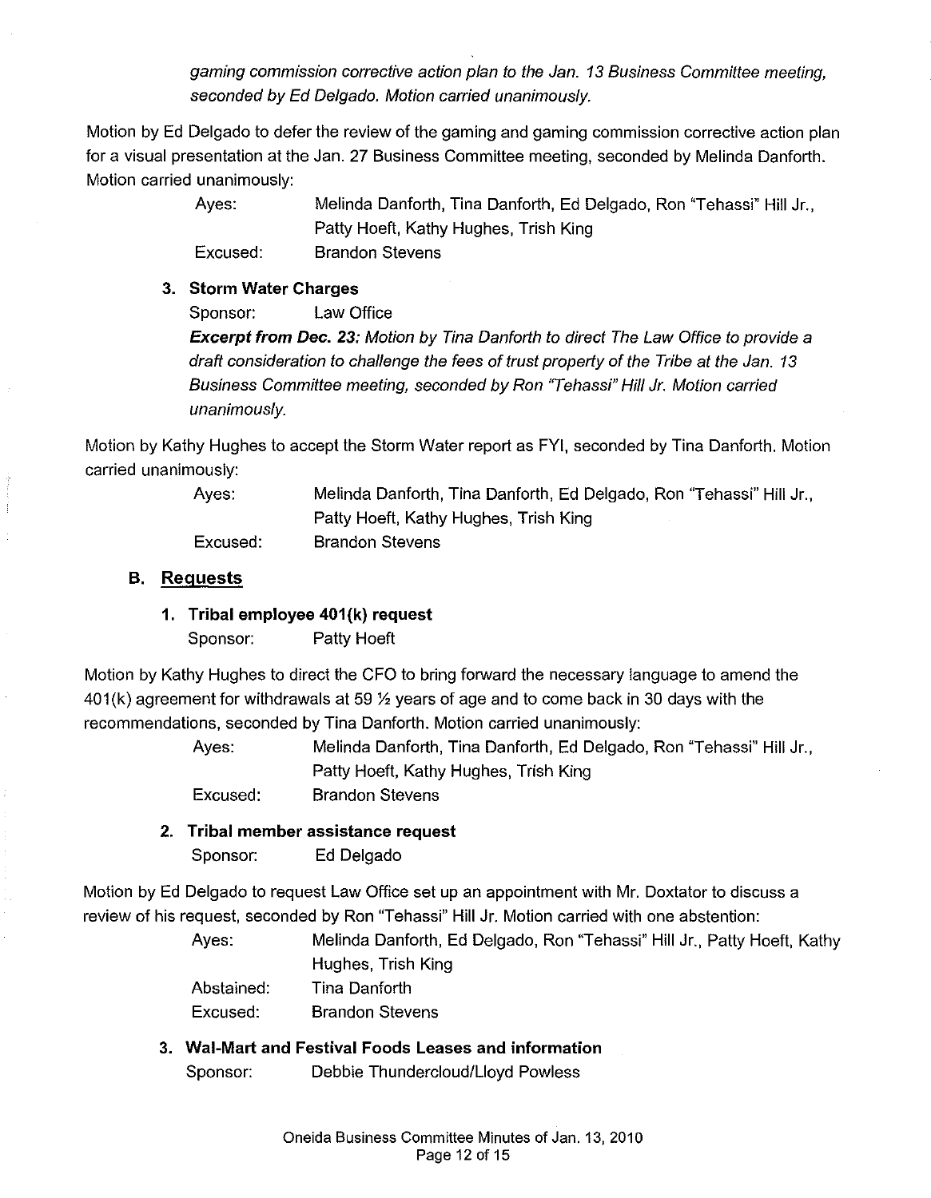*gaming commission corrective action plan to the Jan. 13 Business Committee meeting, seconded by Ed Delgado. Motion carried unanimously.*

Motion by Ed Delgado to defer the review of the gaming and gaming commission corrective action plan for a visual presentation at the Jan. 27 Business Committee meeting, seconded by Melinda Danforth. Motion carried unanimously:

| | |
|---|---|
| Ayes: | Melinda Danforth, Tina Danforth, Ed Delgado, Ron "Tehassi" Hill Jr., Patty Hoeft, Kathy Hughes, Trish King |
| Excused: | Brandon Stevens |

### 3. Storm Water Charges

Sponsor: Law Office

***Excerpt from Dec. 23:*** *Motion by Tina Danforth to direct The Law Office to provide a draft consideration to challenge the fees of trust property of the Tribe at the Jan. 13 Business Committee meeting, seconded by Ron "Tehassi" Hill Jr. Motion carried unanimously.*

Motion by Kathy Hughes to accept the Storm Water report as FYI, seconded by Tina Danforth. Motion carried unanimously:

| | |
|---|---|
| Ayes: | Melinda Danforth, Tina Danforth, Ed Delgado, Ron "Tehassi" Hill Jr., Patty Hoeft, Kathy Hughes, Trish King |
| Excused: | Brandon Stevens |

## B. Requests

### 1. Tribal employee 401(k) request

Sponsor: Patty Hoeft

Motion by Kathy Hughes to direct the CFO to bring forward the necessary language to amend the 401(k) agreement for withdrawals at 59 ½ years of age and to come back in 30 days with the recommendations, seconded by Tina Danforth. Motion carried unanimously:

| | |
|---|---|
| Ayes: | Melinda Danforth, Tina Danforth, Ed Delgado, Ron "Tehassi" Hill Jr., Patty Hoeft, Kathy Hughes, Trish King |
| Excused: | Brandon Stevens |

### 2. Tribal member assistance request

Sponsor: Ed Delgado

Motion by Ed Delgado to request Law Office set up an appointment with Mr. Doxtator to discuss a review of his request, seconded by Ron "Tehassi" Hill Jr. Motion carried with one abstention:

| | |
|---|---|
| Ayes: | Melinda Danforth, Ed Delgado, Ron "Tehassi" Hill Jr., Patty Hoeft, Kathy Hughes, Trish King |
| Abstained: | Tina Danforth |
| Excused: | Brandon Stevens |

### 3. Wal-Mart and Festival Foods Leases and information

Sponsor: Debbie Thundercloud/Lloyd Powless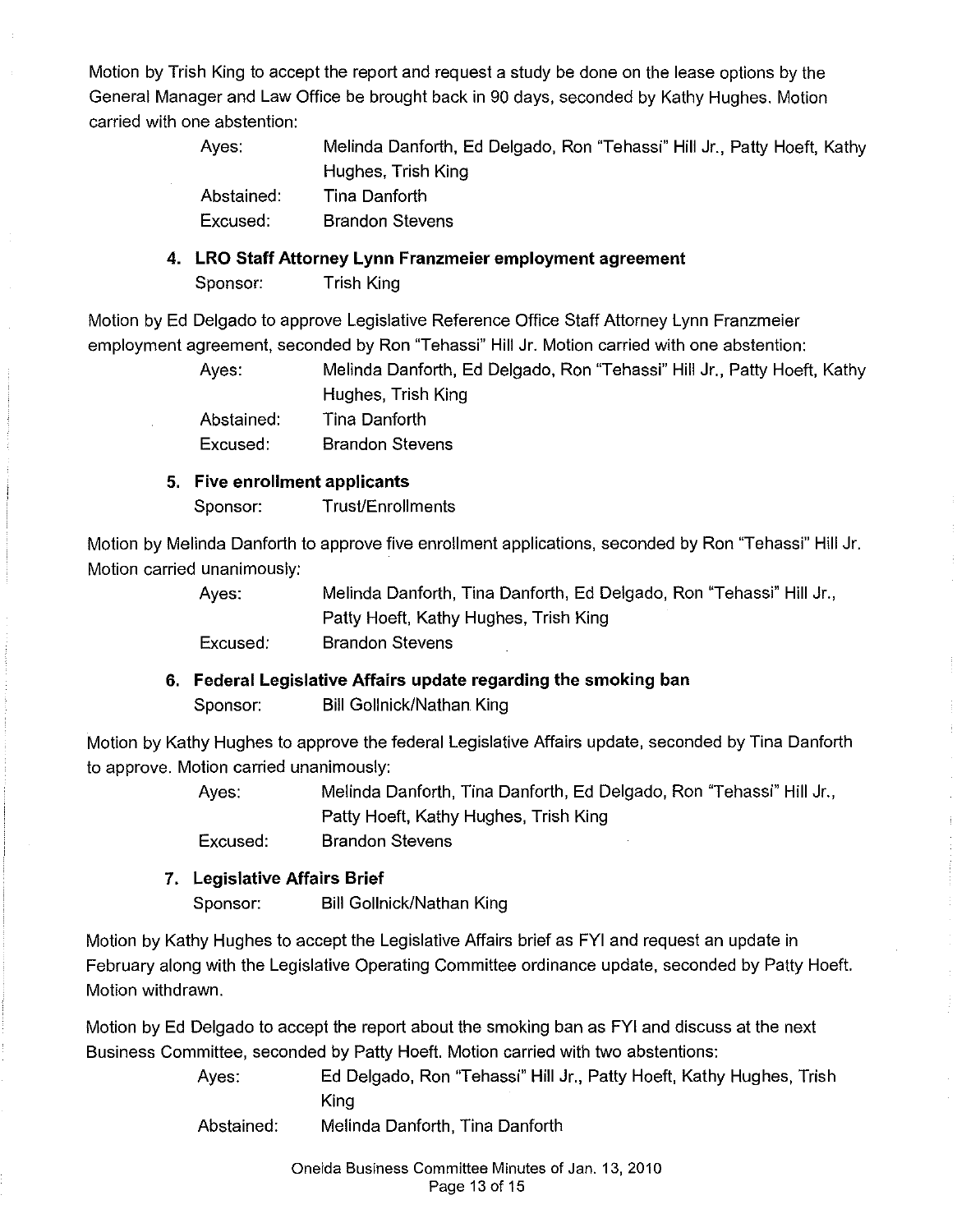Motion by Trish King to accept the report and request a study be done on the lease options by the General Manager and Law Office be brought back in 90 days, seconded by Kathy Hughes. Motion carried with one abstention:

| | |
|---|---|
| Ayes: | Melinda Danforth, Ed Delgado, Ron "Tehassi" Hill Jr., Patty Hoeft, Kathy Hughes, Trish King |
| Abstained: | Tina Danforth |
| Excused: | Brandon Stevens |

**4. LRO Staff Attorney Lynn Franzmeier employment agreement**

Sponsor: Trish King

Motion by Ed Delgado to approve Legislative Reference Office Staff Attorney Lynn Franzmeier employment agreement, seconded by Ron "Tehassi" Hill Jr. Motion carried with one abstention:

| | |
|---|---|
| Ayes: | Melinda Danforth, Ed Delgado, Ron "Tehassi" Hill Jr., Patty Hoeft, Kathy Hughes, Trish King |
| Abstained: | Tina Danforth |
| Excused: | Brandon Stevens |

**5. Five enrollment applicants**

Sponsor: Trust/Enrollments

Motion by Melinda Danforth to approve five enrollment applications, seconded by Ron "Tehassi" Hill Jr. Motion carried unanimously:

| | |
|---|---|
| Ayes: | Melinda Danforth, Tina Danforth, Ed Delgado, Ron "Tehassi" Hill Jr., Patty Hoeft, Kathy Hughes, Trish King |
| Excused: | Brandon Stevens |

**6. Federal Legislative Affairs update regarding the smoking ban**

Sponsor: Bill Gollnick/Nathan King

Motion by Kathy Hughes to approve the federal Legislative Affairs update, seconded by Tina Danforth to approve. Motion carried unanimously:

| | |
|---|---|
| Ayes: | Melinda Danforth, Tina Danforth, Ed Delgado, Ron "Tehassi" Hill Jr., Patty Hoeft, Kathy Hughes, Trish King |
| Excused: | Brandon Stevens |

**7. Legislative Affairs Brief**

Sponsor: Bill Gollnick/Nathan King

Motion by Kathy Hughes to accept the Legislative Affairs brief as FYI and request an update in February along with the Legislative Operating Committee ordinance update, seconded by Patty Hoeft. Motion withdrawn.

Motion by Ed Delgado to accept the report about the smoking ban as FYI and discuss at the next Business Committee, seconded by Patty Hoeft. Motion carried with two abstentions:

| | |
|---|---|
| Ayes: | Ed Delgado, Ron "Tehassi" Hill Jr., Patty Hoeft, Kathy Hughes, Trish King |
| Abstained: | Melinda Danforth, Tina Danforth |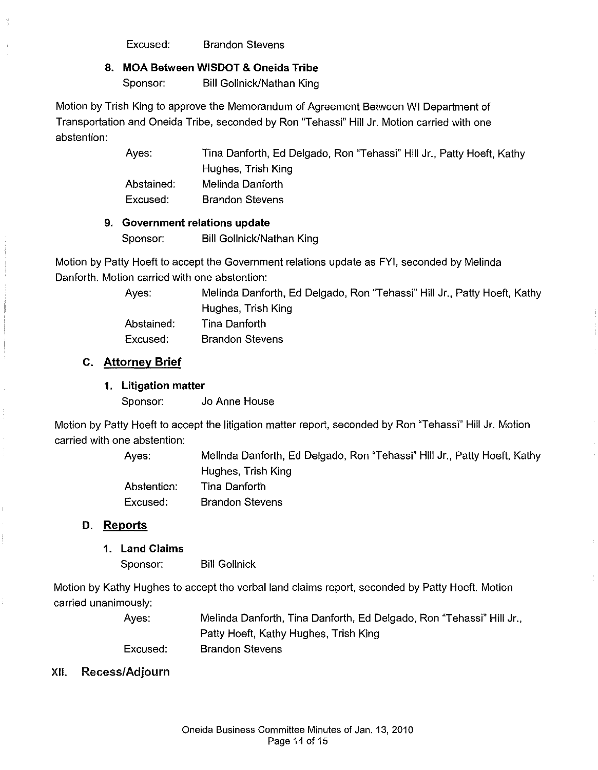Excused: Brandon Stevens

**8. MOA Between WISDOT & Oneida Tribe**

Sponsor: Bill Gollnick/Nathan King

Motion by Trish King to approve the Memorandum of Agreement Between WI Department of Transportation and Oneida Tribe, seconded by Ron "Tehassi" Hill Jr. Motion carried with one abstention:

Ayes: Tina Danforth, Ed Delgado, Ron "Tehassi" Hill Jr., Patty Hoeft, Kathy Hughes, Trish King
Abstained: Melinda Danforth
Excused: Brandon Stevens

**9. Government relations update**

Sponsor: Bill Gollnick/Nathan King

Motion by Patty Hoeft to accept the Government relations update as FYI, seconded by Melinda Danforth. Motion carried with one abstention:

Ayes: Melinda Danforth, Ed Delgado, Ron "Tehassi" Hill Jr., Patty Hoeft, Kathy Hughes, Trish King
Abstained: Tina Danforth
Excused: Brandon Stevens

## C. Attorney Brief

**1. Litigation matter**

Sponsor: Jo Anne House

Motion by Patty Hoeft to accept the litigation matter report, seconded by Ron "Tehassi" Hill Jr. Motion carried with one abstention:

Ayes: Melinda Danforth, Ed Delgado, Ron "Tehassi" Hill Jr., Patty Hoeft, Kathy Hughes, Trish King
Abstention: Tina Danforth
Excused: Brandon Stevens

## D. Reports

**1. Land Claims**

Sponsor: Bill Gollnick

Motion by Kathy Hughes to accept the verbal land claims report, seconded by Patty Hoeft. Motion carried unanimously:

Ayes: Melinda Danforth, Tina Danforth, Ed Delgado, Ron "Tehassi" Hill Jr., Patty Hoeft, Kathy Hughes, Trish King
Excused: Brandon Stevens

# XII. Recess/Adjourn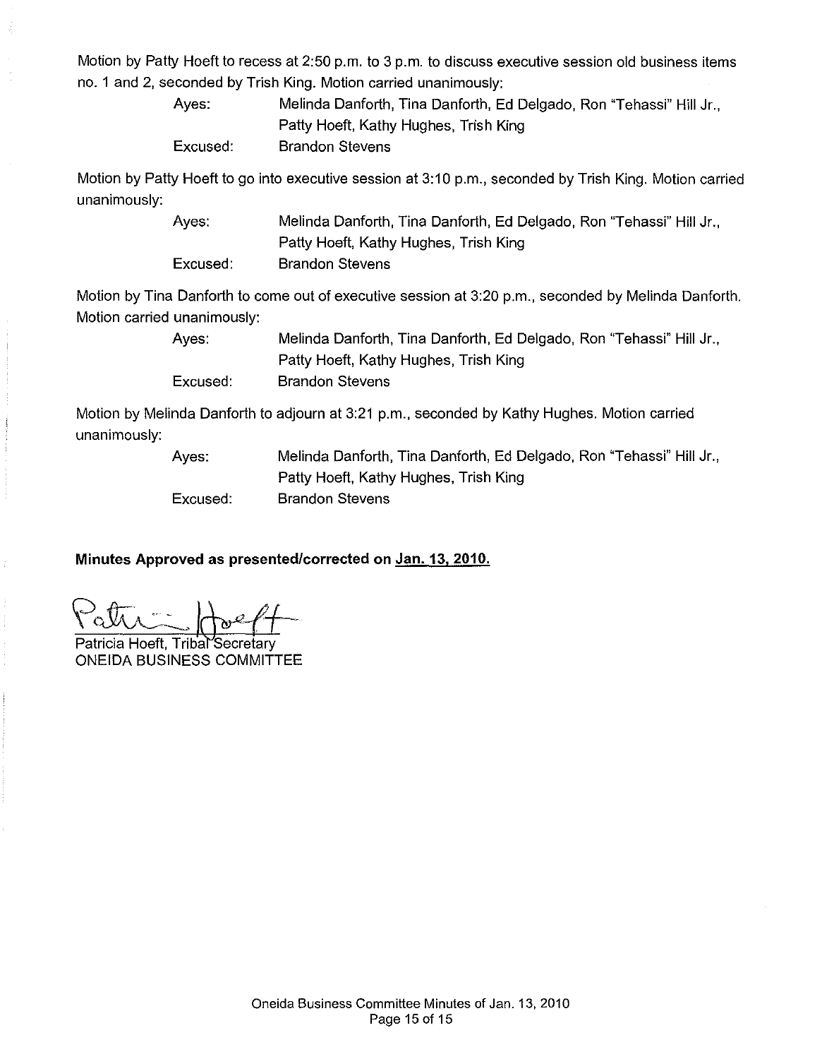Motion by Patty Hoeft to recess at 2:50 p.m. to 3 p.m. to discuss executive session old business items no. 1 and 2, seconded by Trish King. Motion carried unanimously:

| | |
|---|---|
| Ayes: | Melinda Danforth, Tina Danforth, Ed Delgado, Ron "Tehassi" Hill Jr., Patty Hoeft, Kathy Hughes, Trish King |
| Excused: | Brandon Stevens |

Motion by Patty Hoeft to go into executive session at 3:10 p.m., seconded by Trish King. Motion carried unanimously:

| | |
|---|---|
| Ayes: | Melinda Danforth, Tina Danforth, Ed Delgado, Ron "Tehassi" Hill Jr., Patty Hoeft, Kathy Hughes, Trish King |
| Excused: | Brandon Stevens |

Motion by Tina Danforth to come out of executive session at 3:20 p.m., seconded by Melinda Danforth. Motion carried unanimously:

| | |
|---|---|
| Ayes: | Melinda Danforth, Tina Danforth, Ed Delgado, Ron "Tehassi" Hill Jr., Patty Hoeft, Kathy Hughes, Trish King |
| Excused: | Brandon Stevens |

Motion by Melinda Danforth to adjourn at 3:21 p.m., seconded by Kathy Hughes. Motion carried unanimously:

| | |
|---|---|
| Ayes: | Melinda Danforth, Tina Danforth, Ed Delgado, Ron "Tehassi" Hill Jr., Patty Hoeft, Kathy Hughes, Trish King |
| Excused: | Brandon Stevens |

**Minutes Approved as presented/corrected on <u>Jan. 13, 2010.</u>**

Patricia Hoeft, Tribal Secretary
ONEIDA BUSINESS COMMITTEE